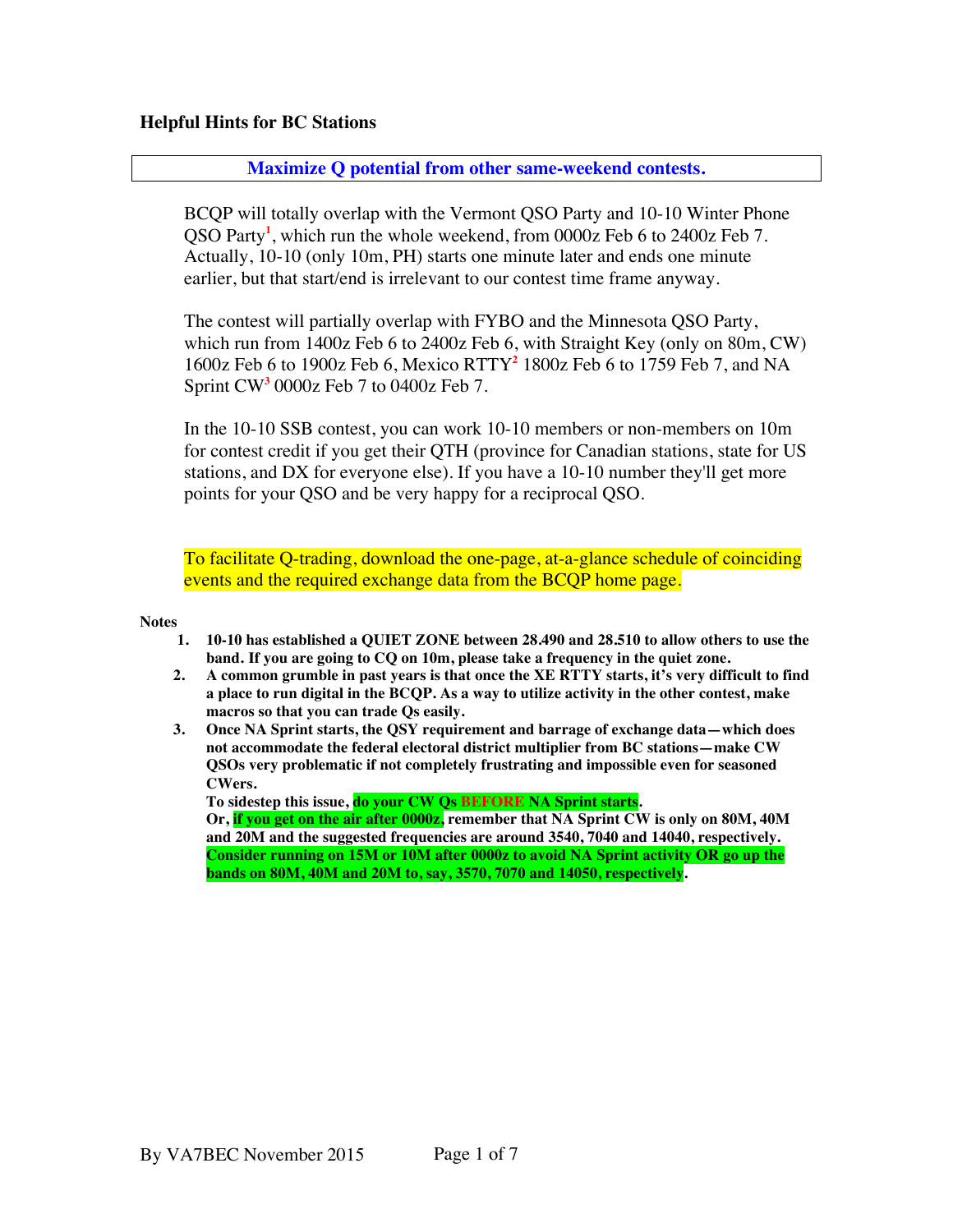## Helpful Hints for BC Stations

### Maximize Q potential from other same-weekend contests.

BCQP will totally overlap with the Vermont QSO Party and 10-10 Winter Phone QSO Party[1], which run the whole weekend, from 0000z Feb 6 to 2400z Feb 7. Actually, 10-10 (only 10m, PH) starts one minute later and ends one minute earlier, but that start/end is irrelevant to our contest time frame anyway.

The contest will partially overlap with FYBO and the Minnesota QSO Party, which run from 1400z Feb 6 to 2400z Feb 6, with Straight Key (only on 80m, CW) 1600z Feb 6 to 1900z Feb 6, Mexico RTTY[2] 1800z Feb 6 to 1759 Feb 7, and NA Sprint CW[3] 0000z Feb 7 to 0400z Feb 7.

In the 10-10 SSB contest, you can work 10-10 members or non-members on 10m for contest credit if you get their QTH (province for Canadian stations, state for US stations, and DX for everyone else). If you have a 10-10 number they'll get more points for your QSO and be very happy for a reciprocal QSO.

To facilitate Q-trading, download the one-page, at-a-glance schedule of coinciding events and the required exchange data from the BCQP home page.

**Notes**

1. **10-10 has established a QUIET ZONE between 28.490 and 28.510 to allow others to use the band. If you are going to CQ on 10m, please take a frequency in the quiet zone.**
2. **A common grumble in past years is that once the XE RTTY starts, it's very difficult to find a place to run digital in the BCQP. As a way to utilize activity in the other contest, make macros so that you can trade Qs easily.**
3. **Once NA Sprint starts, the QSY requirement and barrage of exchange data—which does not accommodate the federal electoral district multiplier from BC stations—make CW QSOs very problematic if not completely frustrating and impossible even for seasoned CWers.**
   **To sidestep this issue, do your CW Qs BEFORE NA Sprint starts.**
   **Or, if you get on the air after 0000z, remember that NA Sprint CW is only on 80M, 40M and 20M and the suggested frequencies are around 3540, 7040 and 14040, respectively. Consider running on 15M or 10M after 0000z to avoid NA Sprint activity OR go up the bands on 80M, 40M and 20M to, say, 3570, 7070 and 14050, respectively.**

By VA7BEC November 2015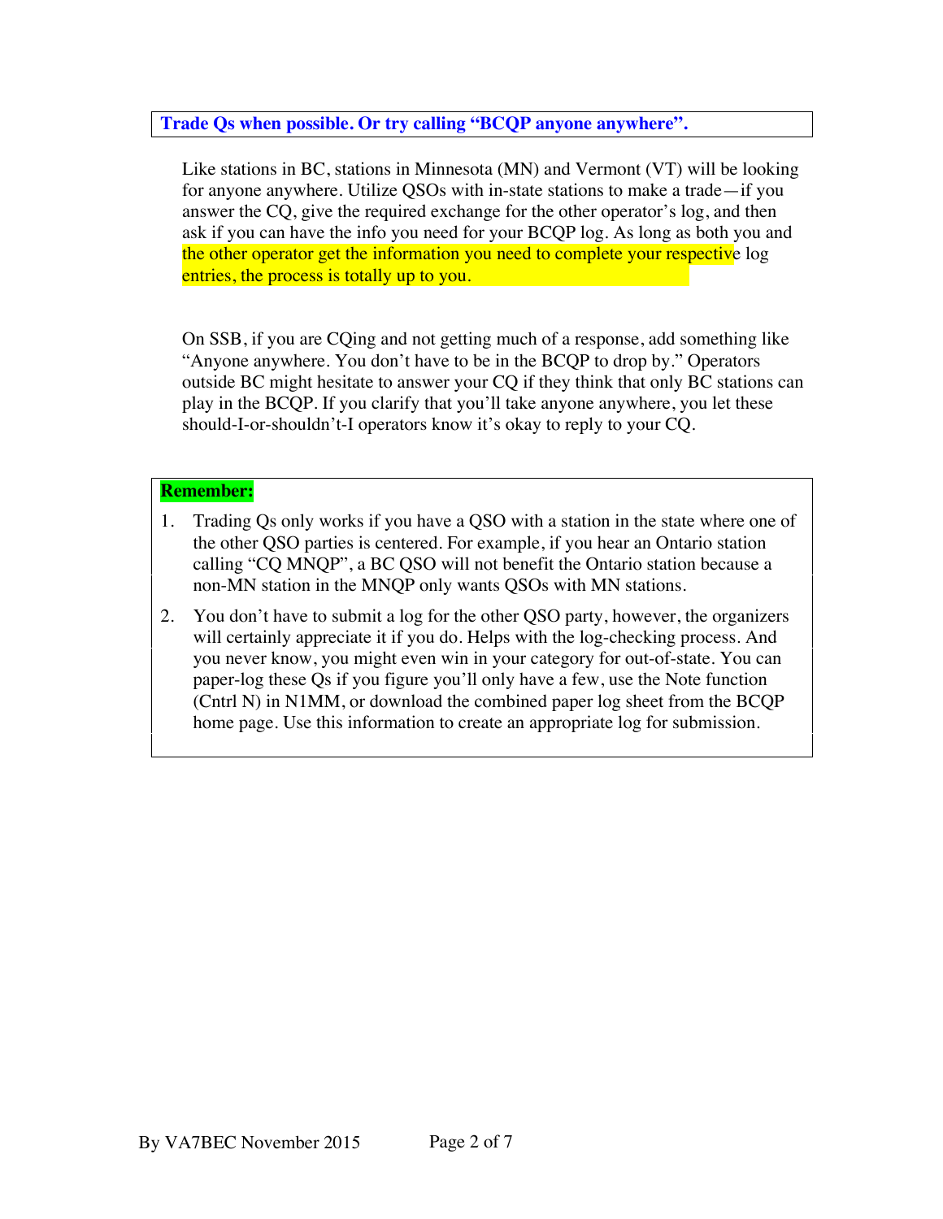**Trade Qs when possible. Or try calling "BCQP anyone anywhere".**

Like stations in BC, stations in Minnesota (MN) and Vermont (VT) will be looking for anyone anywhere. Utilize QSOs with in-state stations to make a trade—if you answer the CQ, give the required exchange for the other operator's log, and then ask if you can have the info you need for your BCQP log. As long as both you and the other operator get the information you need to complete your respective log entries, the process is totally up to you.

On SSB, if you are CQing and not getting much of a response, add something like "Anyone anywhere. You don't have to be in the BCQP to drop by." Operators outside BC might hesitate to answer your CQ if they think that only BC stations can play in the BCQP. If you clarify that you'll take anyone anywhere, you let these should-I-or-shouldn't-I operators know it's okay to reply to your CQ.

**Remember:**

1. Trading Qs only works if you have a QSO with a station in the state where one of the other QSO parties is centered. For example, if you hear an Ontario station calling "CQ MNQP", a BC QSO will not benefit the Ontario station because a non-MN station in the MNQP only wants QSOs with MN stations.
2. You don't have to submit a log for the other QSO party, however, the organizers will certainly appreciate it if you do. Helps with the log-checking process. And you never know, you might even win in your category for out-of-state. You can paper-log these Qs if you figure you'll only have a few, use the Note function (Cntrl N) in N1MM, or download the combined paper log sheet from the BCQP home page. Use this information to create an appropriate log for submission.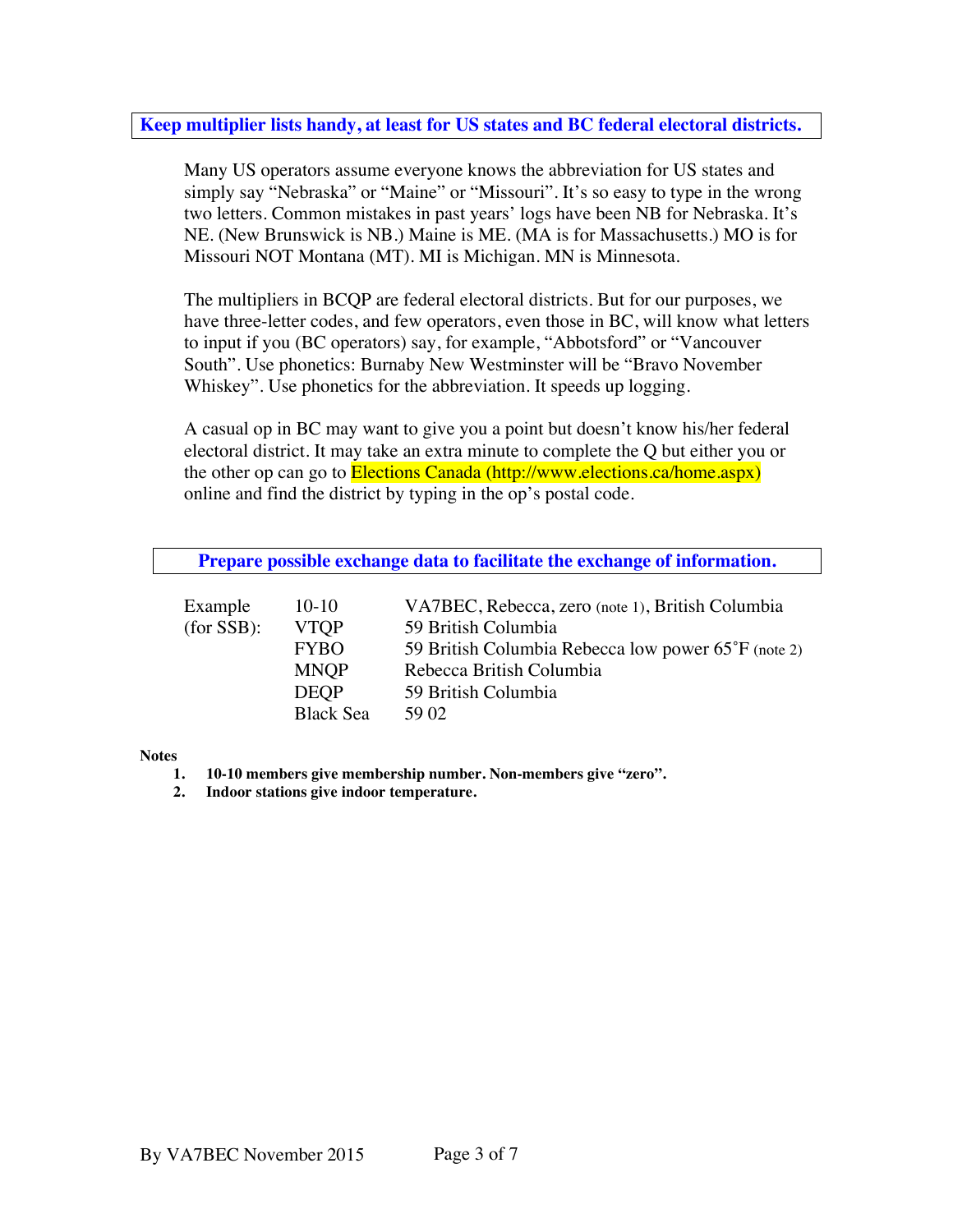**Keep multiplier lists handy, at least for US states and BC federal electoral districts.**

Many US operators assume everyone knows the abbreviation for US states and simply say “Nebraska” or “Maine” or “Missouri”. It’s so easy to type in the wrong two letters. Common mistakes in past years’ logs have been NB for Nebraska. It’s NE. (New Brunswick is NB.) Maine is ME. (MA is for Massachusetts.) MO is for Missouri NOT Montana (MT). MI is Michigan. MN is Minnesota.

The multipliers in BCQP are federal electoral districts. But for our purposes, we have three-letter codes, and few operators, even those in BC, will know what letters to input if you (BC operators) say, for example, “Abbotsford” or “Vancouver South”. Use phonetics: Burnaby New Westminster will be “Bravo November Whiskey”. Use phonetics for the abbreviation. It speeds up logging.

A casual op in BC may want to give you a point but doesn’t know his/her federal electoral district. It may take an extra minute to complete the Q but either you or the other op can go to Elections Canada (http://www.elections.ca/home.aspx) online and find the district by typing in the op’s postal code.

**Prepare possible exchange data to facilitate the exchange of information.**

| Example (for SSB): | | |
|---|---|---|
| | 10-10 | VA7BEC, Rebecca, zero (note 1), British Columbia |
| | VTQP | 59 British Columbia |
| | FYBO | 59 British Columbia Rebecca low power 65˚F (note 2) |
| | MNQP | Rebecca British Columbia |
| | DEQP | 59 British Columbia |
| | Black Sea | 59 02 |

**Notes**

1. **10-10 members give membership number. Non-members give “zero”.**
2. **Indoor stations give indoor temperature.**

By VA7BEC November 2015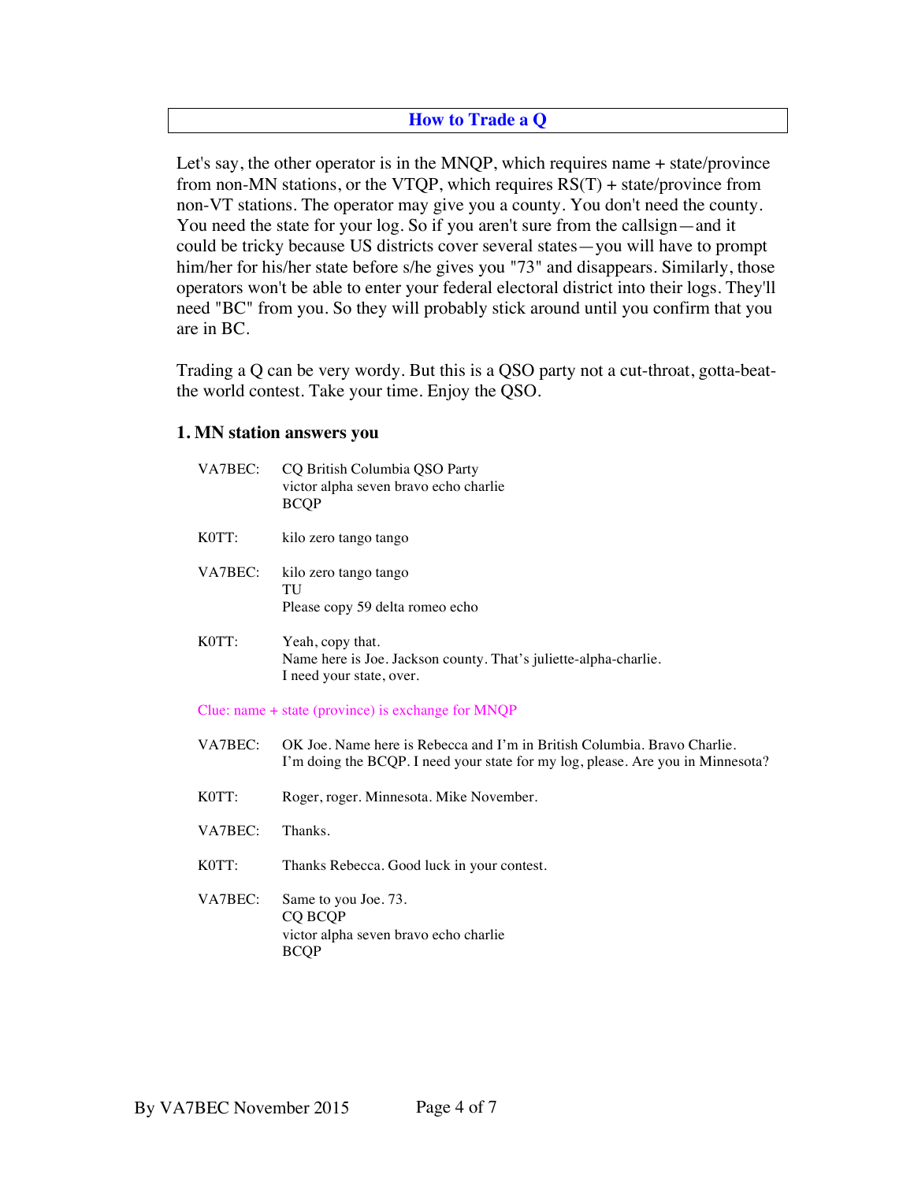## How to Trade a Q

Let's say, the other operator is in the MNQP, which requires name + state/province from non-MN stations, or the VTQP, which requires RS(T) + state/province from non-VT stations. The operator may give you a county. You don't need the county. You need the state for your log. So if you aren't sure from the callsign—and it could be tricky because US districts cover several states—you will have to prompt him/her for his/her state before s/he gives you "73" and disappears. Similarly, those operators won't be able to enter your federal electoral district into their logs. They'll need "BC" from you. So they will probably stick around until you confirm that you are in BC.

Trading a Q can be very wordy. But this is a QSO party not a cut-throat, gotta-beat-the world contest. Take your time. Enjoy the QSO.

### 1. MN station answers you

| | |
|---|---|
| VA7BEC: | CQ British Columbia QSO Party<br>victor alpha seven bravo echo charlie<br>BCQP |
| K0TT: | kilo zero tango tango |
| VA7BEC: | kilo zero tango tango<br>TU<br>Please copy 59 delta romeo echo |
| K0TT: | Yeah, copy that.<br>Name here is Joe. Jackson county. That's juliette-alpha-charlie.<br>I need your state, over. |

Clue: name + state (province) is exchange for MNQP

| | |
|---|---|
| VA7BEC: | OK Joe. Name here is Rebecca and I'm in British Columbia. Bravo Charlie.<br>I'm doing the BCQP. I need your state for my log, please. Are you in Minnesota? |
| K0TT: | Roger, roger. Minnesota. Mike November. |
| VA7BEC: | Thanks. |
| K0TT: | Thanks Rebecca. Good luck in your contest. |
| VA7BEC: | Same to you Joe. 73.<br>CQ BCQP<br>victor alpha seven bravo echo charlie<br>BCQP |

By VA7BEC November 2015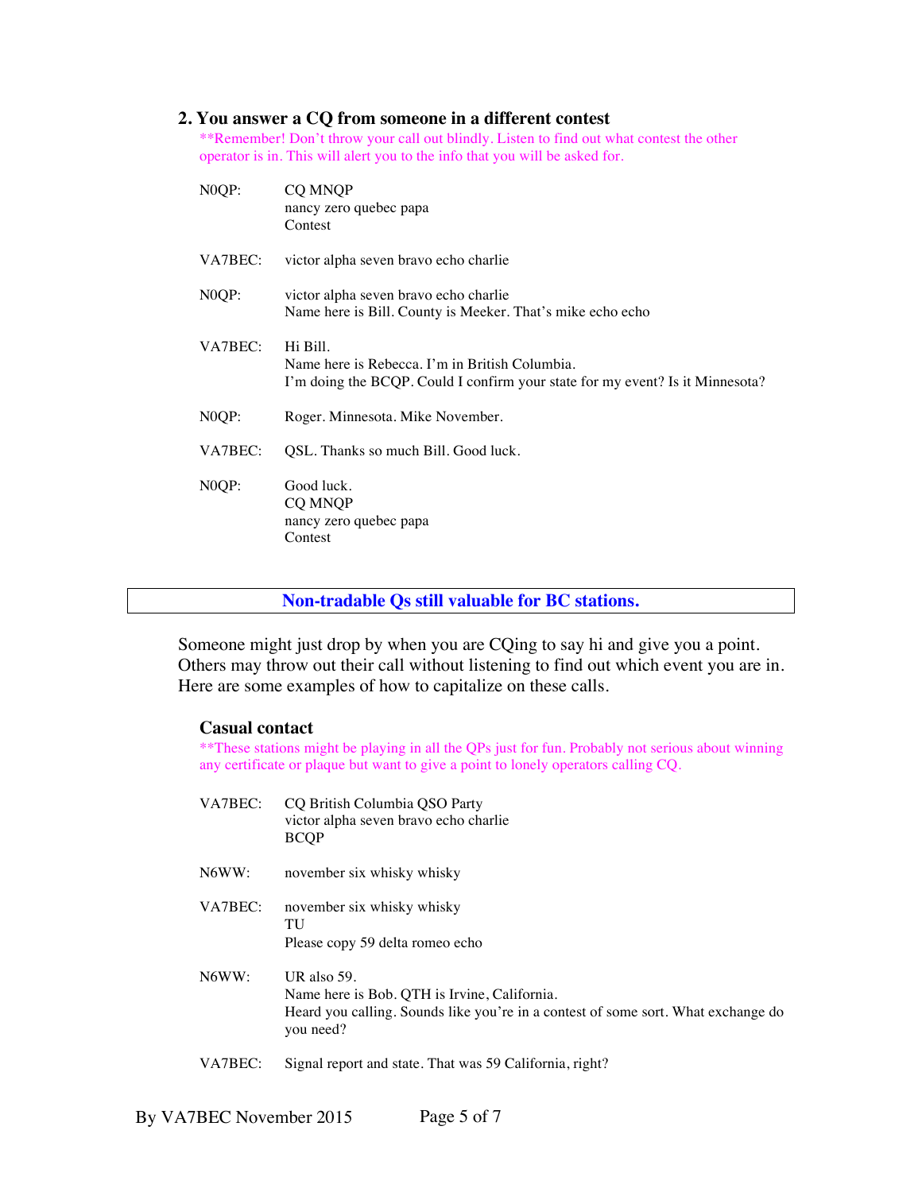### 2. You answer a CQ from someone in a different contest

**Remember! Don't throw your call out blindly. Listen to find out what contest the other operator is in. This will alert you to the info that you will be asked for.

| | |
|---|---|
| N0QP: | CQ MNQP<br>nancy zero quebec papa<br>Contest |
| VA7BEC: | victor alpha seven bravo echo charlie |
| N0QP: | victor alpha seven bravo echo charlie<br>Name here is Bill. County is Meeker. That's mike echo echo |
| VA7BEC: | Hi Bill.<br>Name here is Rebecca. I'm in British Columbia.<br>I'm doing the BCQP. Could I confirm your state for my event? Is it Minnesota? |
| N0QP: | Roger. Minnesota. Mike November. |
| VA7BEC: | QSL. Thanks so much Bill. Good luck. |
| N0QP: | Good luck.<br>CQ MNQP<br>nancy zero quebec papa<br>Contest |

## Non-tradable Qs still valuable for BC stations.

Someone might just drop by when you are CQing to say hi and give you a point. Others may throw out their call without listening to find out which event you are in. Here are some examples of how to capitalize on these calls.

### Casual contact

**These stations might be playing in all the QPs just for fun. Probably not serious about winning any certificate or plaque but want to give a point to lonely operators calling CQ.

| | |
|---|---|
| VA7BEC: | CQ British Columbia QSO Party<br>victor alpha seven bravo echo charlie<br>BCQP |
| N6WW: | november six whisky whisky |
| VA7BEC: | november six whisky whisky<br>TU<br>Please copy 59 delta romeo echo |
| N6WW: | UR also 59.<br>Name here is Bob. QTH is Irvine, California.<br>Heard you calling. Sounds like you're in a contest of some sort. What exchange do you need? |
| VA7BEC: | Signal report and state. That was 59 California, right? |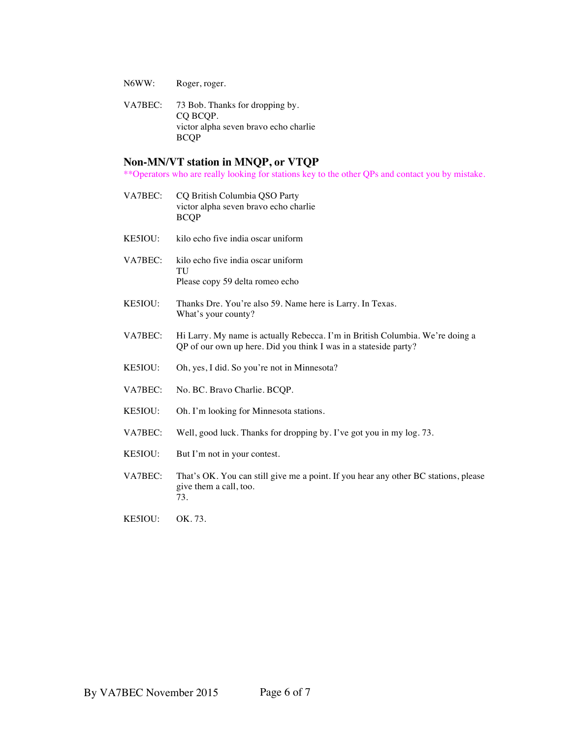N6WW: Roger, roger.

VA7BEC: 73 Bob. Thanks for dropping by.
CQ BCQP.
victor alpha seven bravo echo charlie
BCQP

## Non-MN/VT station in MNQP, or VTQP

**Operators who are really looking for stations key to the other QPs and contact you by mistake.

VA7BEC: CQ British Columbia QSO Party
victor alpha seven bravo echo charlie
BCQP

KE5IOU: kilo echo five india oscar uniform

VA7BEC: kilo echo five india oscar uniform
TU
Please copy 59 delta romeo echo

KE5IOU: Thanks Dre. You're also 59. Name here is Larry. In Texas.
What's your county?

VA7BEC: Hi Larry. My name is actually Rebecca. I'm in British Columbia. We're doing a QP of our own up here. Did you think I was in a stateside party?

KE5IOU: Oh, yes, I did. So you're not in Minnesota?

VA7BEC: No. BC. Bravo Charlie. BCQP.

KE5IOU: Oh. I'm looking for Minnesota stations.

VA7BEC: Well, good luck. Thanks for dropping by. I've got you in my log. 73.

KE5IOU: But I'm not in your contest.

VA7BEC: That's OK. You can still give me a point. If you hear any other BC stations, please give them a call, too.
73.

KE5IOU: OK. 73.

By VA7BEC November 2015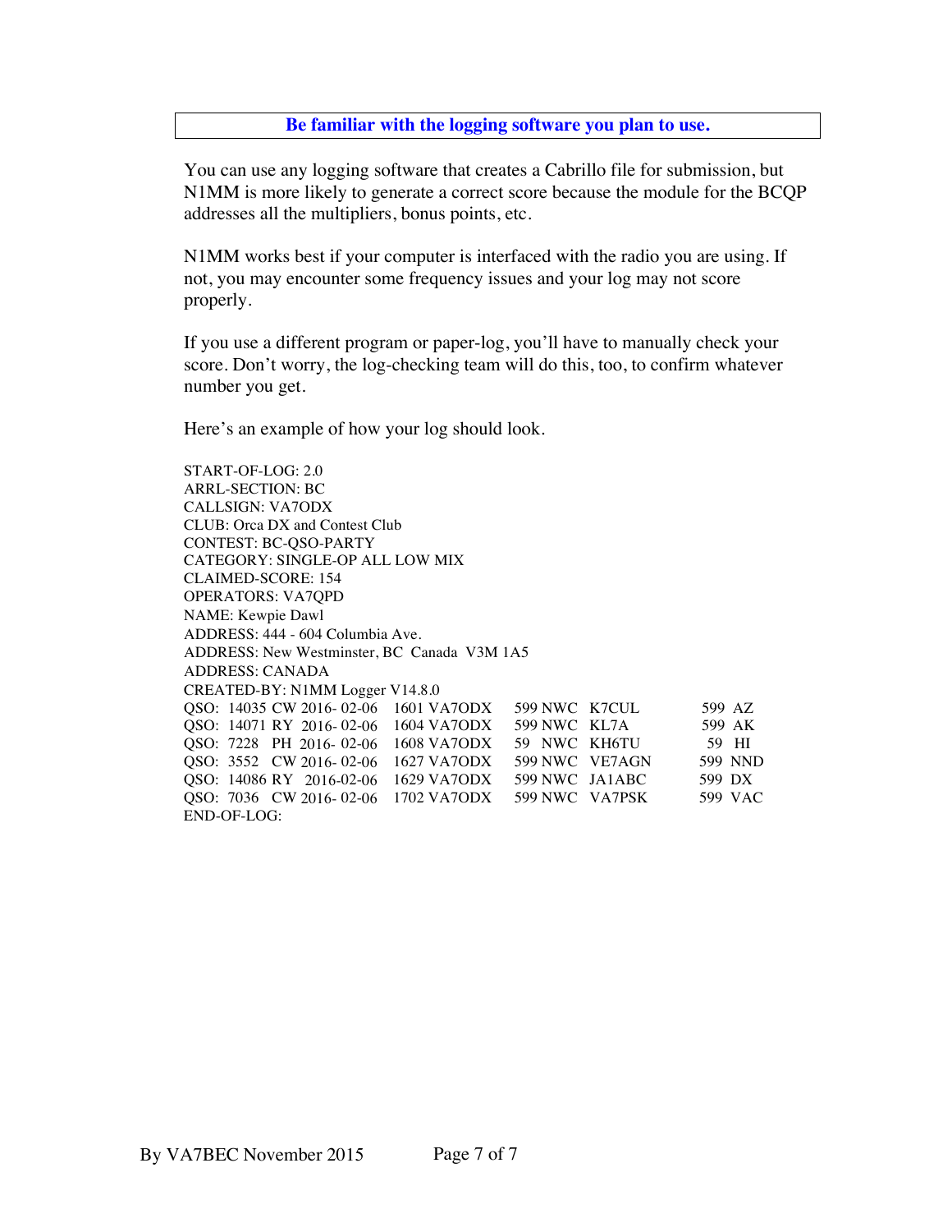**Be familiar with the logging software you plan to use.**

You can use any logging software that creates a Cabrillo file for submission, but N1MM is more likely to generate a correct score because the module for the BCQP addresses all the multipliers, bonus points, etc.

N1MM works best if your computer is interfaced with the radio you are using. If not, you may encounter some frequency issues and your log may not score properly.

If you use a different program or paper-log, you'll have to manually check your score. Don't worry, the log-checking team will do this, too, to confirm whatever number you get.

Here's an example of how your log should look.

```
START-OF-LOG: 2.0
ARRL-SECTION: BC
CALLSIGN: VA7ODX
CLUB: Orca DX and Contest Club
CONTEST: BC-QSO-PARTY
CATEGORY: SINGLE-OP ALL LOW MIX
CLAIMED-SCORE: 154
OPERATORS: VA7QPD
NAME: Kewpie Dawl
ADDRESS: 444 - 604 Columbia Ave.
ADDRESS: New Westminster, BC  Canada  V3M 1A5
ADDRESS: CANADA
CREATED-BY: N1MM Logger V14.8.0
QSO:  14035 CW 2016- 02-06   1601 VA7ODX    599 NWC   K7CUL         599  AZ
QSO:  14071 RY  2016- 02-06   1604 VA7ODX    599 NWC   KL7A          599  AK
QSO:  7228   PH  2016- 02-06   1608 VA7ODX    59   NWC   KH6TU         59   HI
QSO:  3552   CW 2016- 02-06   1627 VA7ODX    599 NWC   VE7AGN        599  NND
QSO:  14086 RY   2016-02-06   1629 VA7ODX    599 NWC   JA1ABC        599  DX
QSO:  7036   CW 2016- 02-06   1702 VA7ODX    599 NWC   VA7PSK        599  VAC
END-OF-LOG:
```

By VA7BEC November 2015